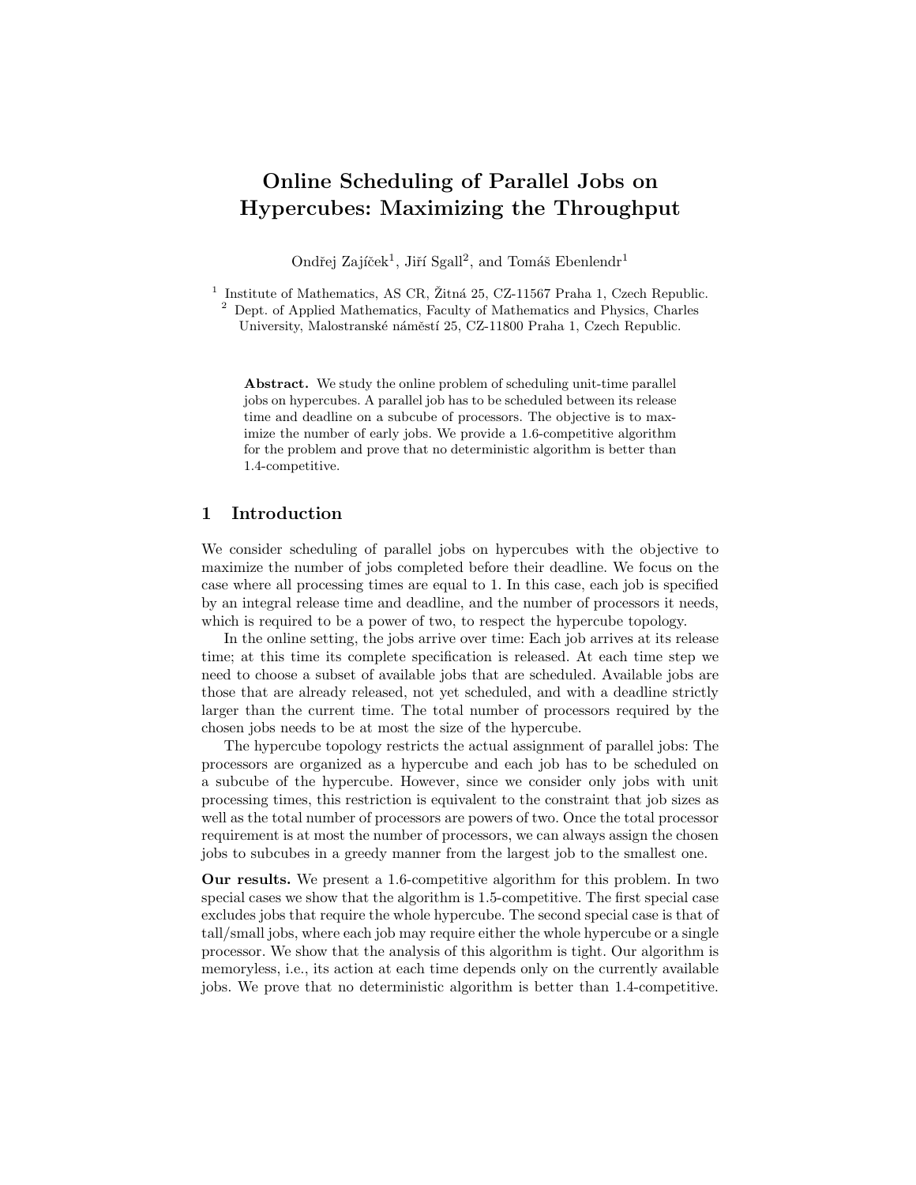# Online Scheduling of Parallel Jobs on Hypercubes: Maximizing the Throughput

Ondřej Zajíček[1], Jiří Sgall[2], and Tomáš Ebenlendr[1]

[1] Institute of Mathematics, AS CR, Žitná 25, CZ-11567 Praha 1, Czech Republic.
[2] Dept. of Applied Mathematics, Faculty of Mathematics and Physics, Charles University, Malostranské náměstí 25, CZ-11800 Praha 1, Czech Republic.

**Abstract.** We study the online problem of scheduling unit-time parallel jobs on hypercubes. A parallel job has to be scheduled between its release time and deadline on a subcube of processors. The objective is to maximize the number of early jobs. We provide a 1.6-competitive algorithm for the problem and prove that no deterministic algorithm is better than 1.4-competitive.

## 1 Introduction

We consider scheduling of parallel jobs on hypercubes with the objective to maximize the number of jobs completed before their deadline. We focus on the case where all processing times are equal to 1. In this case, each job is specified by an integral release time and deadline, and the number of processors it needs, which is required to be a power of two, to respect the hypercube topology.

In the online setting, the jobs arrive over time: Each job arrives at its release time; at this time its complete specification is released. At each time step we need to choose a subset of available jobs that are scheduled. Available jobs are those that are already released, not yet scheduled, and with a deadline strictly larger than the current time. The total number of processors required by the chosen jobs needs to be at most the size of the hypercube.

The hypercube topology restricts the actual assignment of parallel jobs: The processors are organized as a hypercube and each job has to be scheduled on a subcube of the hypercube. However, since we consider only jobs with unit processing times, this restriction is equivalent to the constraint that job sizes as well as the total number of processors are powers of two. Once the total processor requirement is at most the number of processors, we can always assign the chosen jobs to subcubes in a greedy manner from the largest job to the smallest one.

**Our results.** We present a 1.6-competitive algorithm for this problem. In two special cases we show that the algorithm is 1.5-competitive. The first special case excludes jobs that require the whole hypercube. The second special case is that of tall/small jobs, where each job may require either the whole hypercube or a single processor. We show that the analysis of this algorithm is tight. Our algorithm is memoryless, i.e., its action at each time depends only on the currently available jobs. We prove that no deterministic algorithm is better than 1.4-competitive.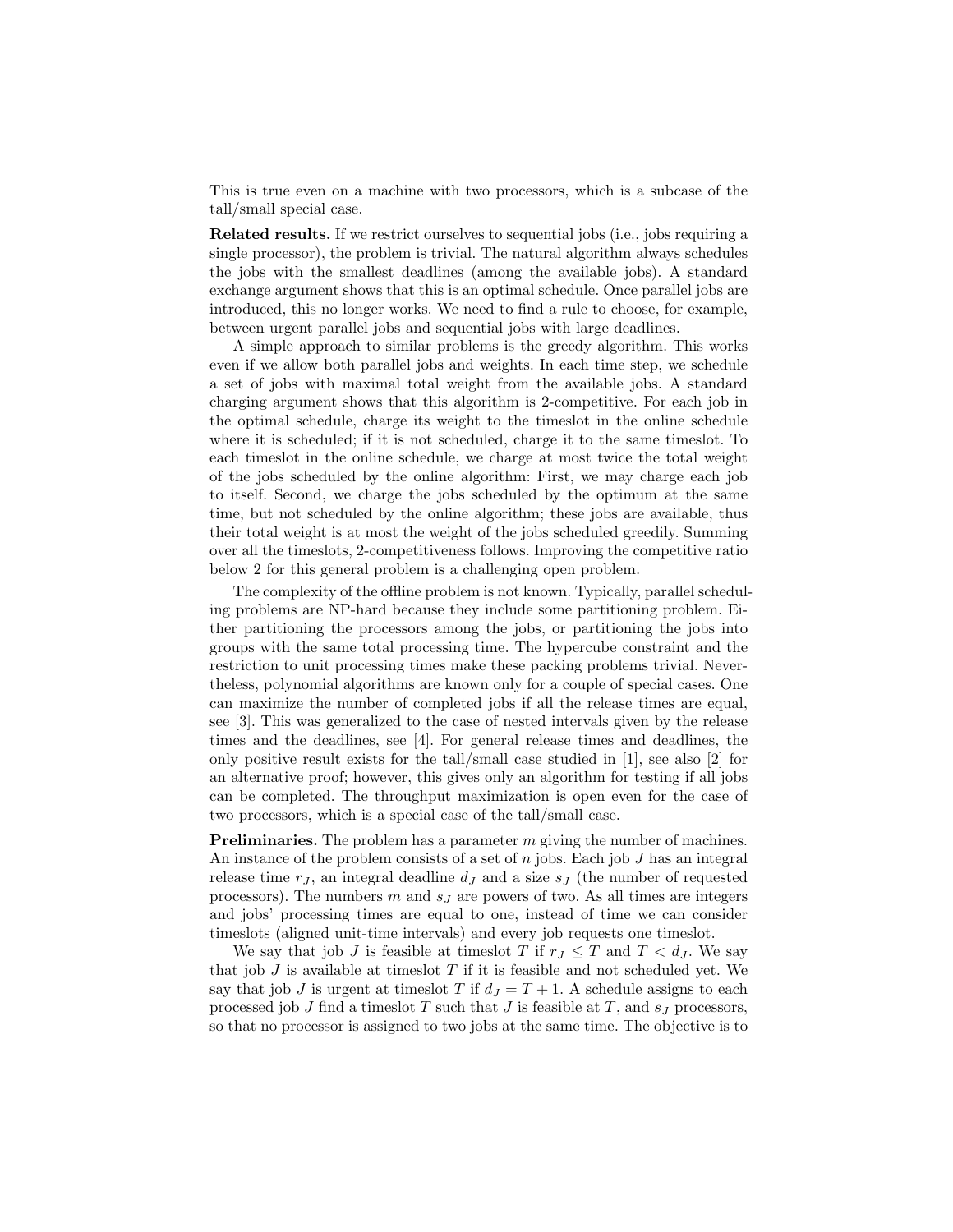This is true even on a machine with two processors, which is a subcase of the tall/small special case.

**Related results.** If we restrict ourselves to sequential jobs (i.e., jobs requiring a single processor), the problem is trivial. The natural algorithm always schedules the jobs with the smallest deadlines (among the available jobs). A standard exchange argument shows that this is an optimal schedule. Once parallel jobs are introduced, this no longer works. We need to find a rule to choose, for example, between urgent parallel jobs and sequential jobs with large deadlines.

A simple approach to similar problems is the greedy algorithm. This works even if we allow both parallel jobs and weights. In each time step, we schedule a set of jobs with maximal total weight from the available jobs. A standard charging argument shows that this algorithm is 2-competitive. For each job in the optimal schedule, charge its weight to the timeslot in the online schedule where it is scheduled; if it is not scheduled, charge it to the same timeslot. To each timeslot in the online schedule, we charge at most twice the total weight of the jobs scheduled by the online algorithm: First, we may charge each job to itself. Second, we charge the jobs scheduled by the optimum at the same time, but not scheduled by the online algorithm; these jobs are available, thus their total weight is at most the weight of the jobs scheduled greedily. Summing over all the timeslots, 2-competitiveness follows. Improving the competitive ratio below 2 for this general problem is a challenging open problem.

The complexity of the offline problem is not known. Typically, parallel scheduling problems are NP-hard because they include some partitioning problem. Either partitioning the processors among the jobs, or partitioning the jobs into groups with the same total processing time. The hypercube constraint and the restriction to unit processing times make these packing problems trivial. Nevertheless, polynomial algorithms are known only for a couple of special cases. One can maximize the number of completed jobs if all the release times are equal, see [3]. This was generalized to the case of nested intervals given by the release times and the deadlines, see [4]. For general release times and deadlines, the only positive result exists for the tall/small case studied in [1], see also [2] for an alternative proof; however, this gives only an algorithm for testing if all jobs can be completed. The throughput maximization is open even for the case of two processors, which is a special case of the tall/small case.

**Preliminaries.** The problem has a parameter $m$ giving the number of machines. An instance of the problem consists of a set of $n$ jobs. Each job $J$ has an integral release time $r_J$, an integral deadline $d_J$ and a size $s_J$ (the number of requested processors). The numbers $m$ and $s_J$ are powers of two. As all times are integers and jobs' processing times are equal to one, instead of time we can consider timeslots (aligned unit-time intervals) and every job requests one timeslot.

We say that job $J$ is feasible at timeslot $T$ if $r_J \leq T$ and $T < d_J$. We say that job $J$ is available at timeslot $T$ if it is feasible and not scheduled yet. We say that job $J$ is urgent at timeslot $T$ if $d_J = T + 1$. A schedule assigns to each processed job $J$ find a timeslot $T$ such that $J$ is feasible at $T$, and $s_J$ processors, so that no processor is assigned to two jobs at the same time. The objective is to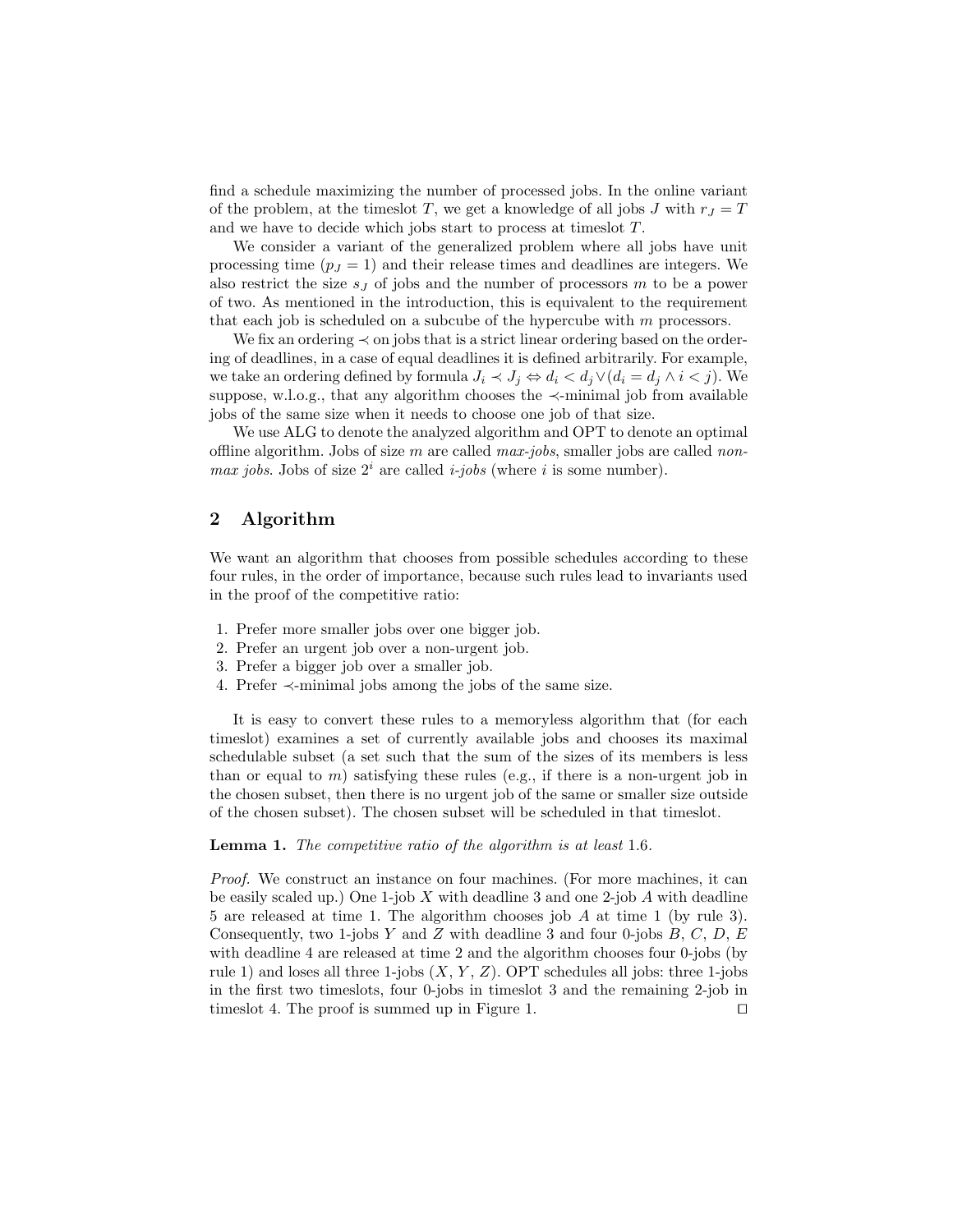find a schedule maximizing the number of processed jobs. In the online variant of the problem, at the timeslot $T$, we get a knowledge of all jobs $J$ with $r_J = T$ and we have to decide which jobs start to process at timeslot $T$.

We consider a variant of the generalized problem where all jobs have unit processing time ($p_J = 1$) and their release times and deadlines are integers. We also restrict the size $s_J$ of jobs and the number of processors $m$ to be a power of two. As mentioned in the introduction, this is equivalent to the requirement that each job is scheduled on a subcube of the hypercube with $m$ processors.

We fix an ordering $\prec$ on jobs that is a strict linear ordering based on the ordering of deadlines, in a case of equal deadlines it is defined arbitrarily. For example, we take an ordering defined by formula $J_i \prec J_j \Leftrightarrow d_i < d_j \vee (d_i = d_j \wedge i < j)$. We suppose, w.l.o.g., that any algorithm chooses the $\prec$-minimal job from available jobs of the same size when it needs to choose one job of that size.

We use ALG to denote the analyzed algorithm and OPT to denote an optimal offline algorithm. Jobs of size $m$ are called *max-jobs*, smaller jobs are called *non-max jobs*. Jobs of size $2^i$ are called *i-jobs* (where $i$ is some number).

## 2 Algorithm

We want an algorithm that chooses from possible schedules according to these four rules, in the order of importance, because such rules lead to invariants used in the proof of the competitive ratio:

1. Prefer more smaller jobs over one bigger job.
2. Prefer an urgent job over a non-urgent job.
3. Prefer a bigger job over a smaller job.
4. Prefer $\prec$-minimal jobs among the jobs of the same size.

It is easy to convert these rules to a memoryless algorithm that (for each timeslot) examines a set of currently available jobs and chooses its maximal schedulable subset (a set such that the sum of the sizes of its members is less than or equal to $m$) satisfying these rules (e.g., if there is a non-urgent job in the chosen subset, then there is no urgent job of the same or smaller size outside of the chosen subset). The chosen subset will be scheduled in that timeslot.

**Lemma 1.** *The competitive ratio of the algorithm is at least* 1.6.

*Proof.* We construct an instance on four machines. (For more machines, it can be easily scaled up.) One 1-job $X$ with deadline 3 and one 2-job $A$ with deadline 5 are released at time 1. The algorithm chooses job $A$ at time 1 (by rule 3). Consequently, two 1-jobs $Y$ and $Z$ with deadline 3 and four 0-jobs $B$, $C$, $D$, $E$ with deadline 4 are released at time 2 and the algorithm chooses four 0-jobs (by rule 1) and loses all three 1-jobs ($X$, $Y$, $Z$). OPT schedules all jobs: three 1-jobs in the first two timeslots, four 0-jobs in timeslot 3 and the remaining 2-job in timeslot 4. The proof is summed up in Figure 1. □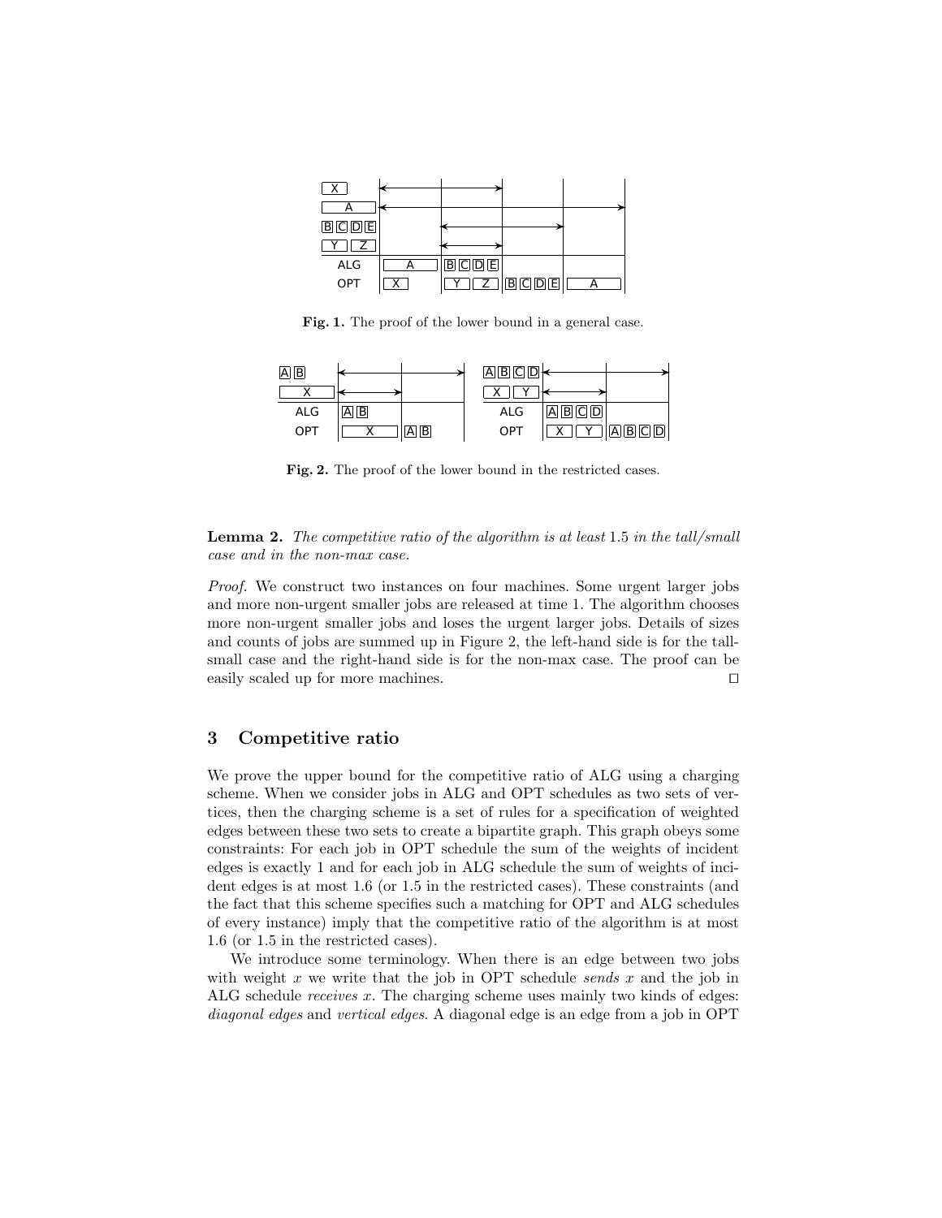Fig. 1. The proof of the lower bound in a general case.

Fig. 2. The proof of the lower bound in the restricted cases.

**Lemma 2.** *The competitive ratio of the algorithm is at least* 1.5 *in the tall/small case and in the non-max case.*

*Proof.* We construct two instances on four machines. Some urgent larger jobs and more non-urgent smaller jobs are released at time 1. The algorithm chooses more non-urgent smaller jobs and loses the urgent larger jobs. Details of sizes and counts of jobs are summed up in Figure 2, the left-hand side is for the tall-small case and the right-hand side is for the non-max case. The proof can be easily scaled up for more machines. □

## 3 Competitive ratio

We prove the upper bound for the competitive ratio of ALG using a charging scheme. When we consider jobs in ALG and OPT schedules as two sets of vertices, then the charging scheme is a set of rules for a specification of weighted edges between these two sets to create a bipartite graph. This graph obeys some constraints: For each job in OPT schedule the sum of the weights of incident edges is exactly 1 and for each job in ALG schedule the sum of weights of incident edges is at most 1.6 (or 1.5 in the restricted cases). These constraints (and the fact that this scheme specifies such a matching for OPT and ALG schedules of every instance) imply that the competitive ratio of the algorithm is at most 1.6 (or 1.5 in the restricted cases).

We introduce some terminology. When there is an edge between two jobs with weight $x$ we write that the job in OPT schedule *sends* $x$ and the job in ALG schedule *receives* $x$. The charging scheme uses mainly two kinds of edges: *diagonal edges* and *vertical edges*. A diagonal edge is an edge from a job in OPT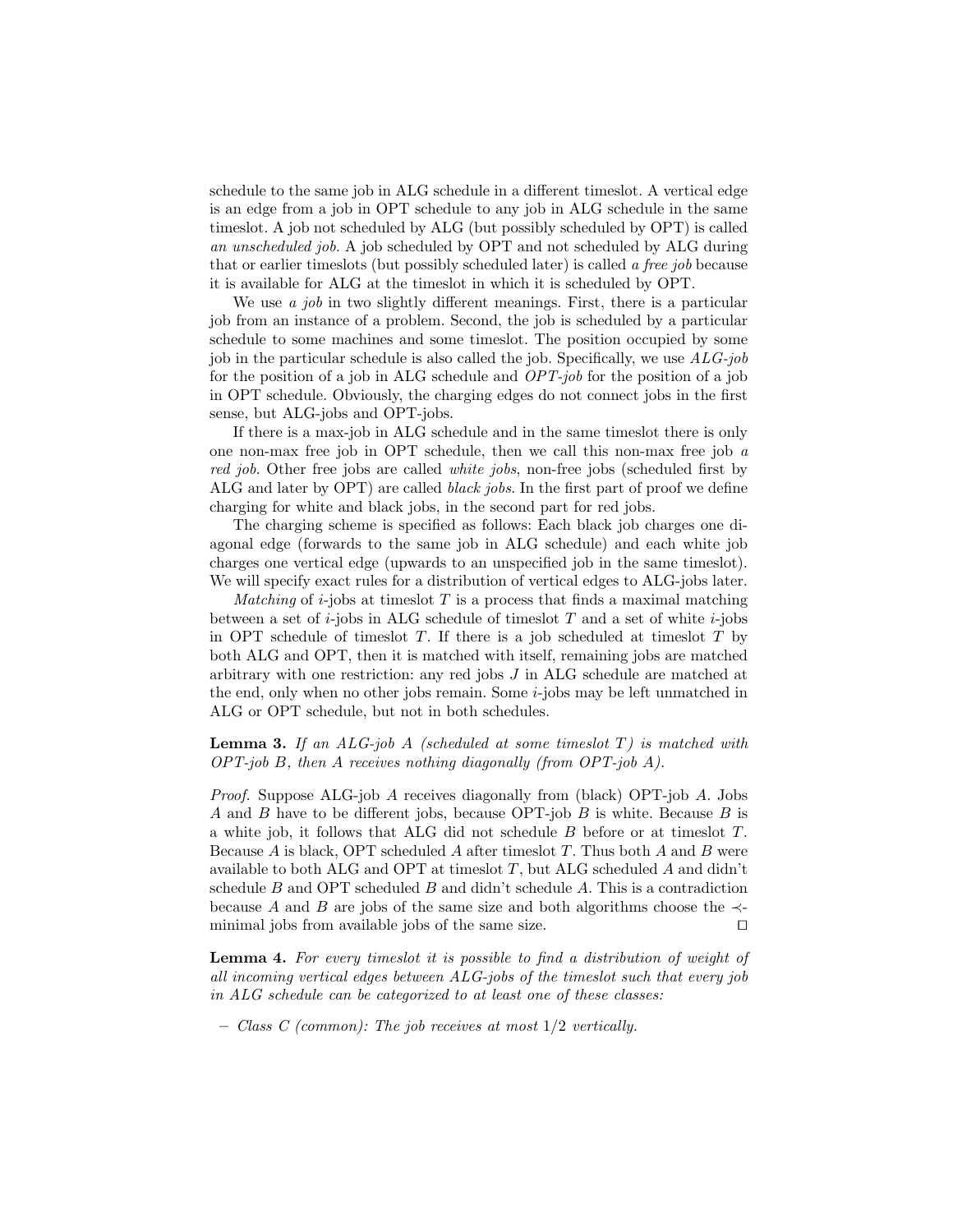schedule to the same job in ALG schedule in a different timeslot. A vertical edge is an edge from a job in OPT schedule to any job in ALG schedule in the same timeslot. A job not scheduled by ALG (but possibly scheduled by OPT) is called *an unscheduled job*. A job scheduled by OPT and not scheduled by ALG during that or earlier timeslots (but possibly scheduled later) is called *a free job* because it is available for ALG at the timeslot in which it is scheduled by OPT.

We use *a job* in two slightly different meanings. First, there is a particular job from an instance of a problem. Second, the job is scheduled by a particular schedule to some machines and some timeslot. The position occupied by some job in the particular schedule is also called the job. Specifically, we use *ALG-job* for the position of a job in ALG schedule and *OPT-job* for the position of a job in OPT schedule. Obviously, the charging edges do not connect jobs in the first sense, but ALG-jobs and OPT-jobs.

If there is a max-job in ALG schedule and in the same timeslot there is only one non-max free job in OPT schedule, then we call this non-max free job *a red job*. Other free jobs are called *white jobs*, non-free jobs (scheduled first by ALG and later by OPT) are called *black jobs*. In the first part of proof we define charging for white and black jobs, in the second part for red jobs.

The charging scheme is specified as follows: Each black job charges one diagonal edge (forwards to the same job in ALG schedule) and each white job charges one vertical edge (upwards to an unspecified job in the same timeslot). We will specify exact rules for a distribution of vertical edges to ALG-jobs later.

*Matching* of $i$-jobs at timeslot $T$ is a process that finds a maximal matching between a set of $i$-jobs in ALG schedule of timeslot $T$ and a set of white $i$-jobs in OPT schedule of timeslot $T$. If there is a job scheduled at timeslot $T$ by both ALG and OPT, then it is matched with itself, remaining jobs are matched arbitrary with one restriction: any red jobs $J$ in ALG schedule are matched at the end, only when no other jobs remain. Some $i$-jobs may be left unmatched in ALG or OPT schedule, but not in both schedules.

**Lemma 3.** *If an ALG-job $A$ (scheduled at some timeslot $T$) is matched with OPT-job $B$, then $A$ receives nothing diagonally (from OPT-job $A$).*

*Proof.* Suppose ALG-job $A$ receives diagonally from (black) OPT-job $A$. Jobs $A$ and $B$ have to be different jobs, because OPT-job $B$ is white. Because $B$ is a white job, it follows that ALG did not schedule $B$ before or at timeslot $T$. Because $A$ is black, OPT scheduled $A$ after timeslot $T$. Thus both $A$ and $B$ were available to both ALG and OPT at timeslot $T$, but ALG scheduled $A$ and didn't schedule $B$ and OPT scheduled $B$ and didn't schedule $A$. This is a contradiction because $A$ and $B$ are jobs of the same size and both algorithms choose the $\prec$-minimal jobs from available jobs of the same size. ◻

**Lemma 4.** *For every timeslot it is possible to find a distribution of weight of all incoming vertical edges between ALG-jobs of the timeslot such that every job in ALG schedule can be categorized to at least one of these classes:*

- *Class C (common): The job receives at most $1/2$ vertically.*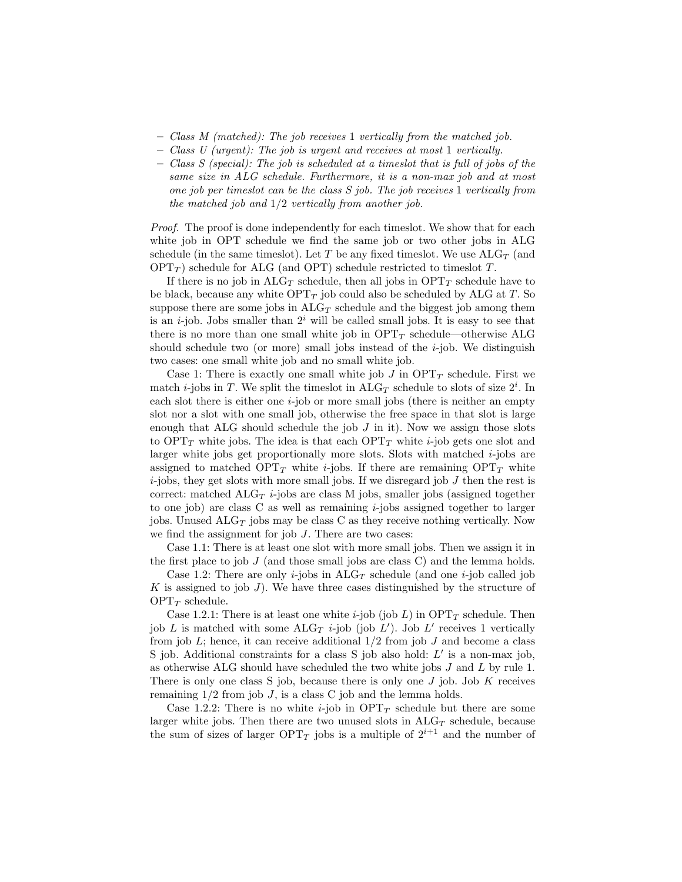- *Class M (matched): The job receives* 1 *vertically from the matched job.*
- *Class U (urgent): The job is urgent and receives at most* 1 *vertically.*
- *Class S (special): The job is scheduled at a timeslot that is full of jobs of the same size in ALG schedule. Furthermore, it is a non-max job and at most one job per timeslot can be the class S job. The job receives* 1 *vertically from the matched job and* 1/2 *vertically from another job.*

*Proof.* The proof is done independently for each timeslot. We show that for each white job in OPT schedule we find the same job or two other jobs in ALG schedule (in the same timeslot). Let $T$ be any fixed timeslot. We use $\mathrm{ALG}_T$ (and $\mathrm{OPT}_T$) schedule for ALG (and OPT) schedule restricted to timeslot $T$.

If there is no job in $\mathrm{ALG}_T$ schedule, then all jobs in $\mathrm{OPT}_T$ schedule have to be black, because any white $\mathrm{OPT}_T$ job could also be scheduled by ALG at $T$. So suppose there are some jobs in $\mathrm{ALG}_T$ schedule and the biggest job among them is an $i$-job. Jobs smaller than $2^i$ will be called small jobs. It is easy to see that there is no more than one small white job in $\mathrm{OPT}_T$ schedule—otherwise ALG should schedule two (or more) small jobs instead of the $i$-job. We distinguish two cases: one small white job and no small white job.

Case 1: There is exactly one small white job $J$ in $\mathrm{OPT}_T$ schedule. First we match $i$-jobs in $T$. We split the timeslot in $\mathrm{ALG}_T$ schedule to slots of size $2^i$. In each slot there is either one $i$-job or more small jobs (there is neither an empty slot nor a slot with one small job, otherwise the free space in that slot is large enough that ALG should schedule the job $J$ in it). Now we assign those slots to $\mathrm{OPT}_T$ white jobs. The idea is that each $\mathrm{OPT}_T$ white $i$-job gets one slot and larger white jobs get proportionally more slots. Slots with matched $i$-jobs are assigned to matched $\mathrm{OPT}_T$ white $i$-jobs. If there are remaining $\mathrm{OPT}_T$ white $i$-jobs, they get slots with more small jobs. If we disregard job $J$ then the rest is correct: matched $\mathrm{ALG}_T$ $i$-jobs are class M jobs, smaller jobs (assigned together to one job) are class C as well as remaining $i$-jobs assigned together to larger jobs. Unused $\mathrm{ALG}_T$ jobs may be class C as they receive nothing vertically. Now we find the assignment for job $J$. There are two cases:

Case 1.1: There is at least one slot with more small jobs. Then we assign it in the first place to job $J$ (and those small jobs are class C) and the lemma holds.

Case 1.2: There are only $i$-jobs in $\mathrm{ALG}_T$ schedule (and one $i$-job called job $K$ is assigned to job $J$). We have three cases distinguished by the structure of $\mathrm{OPT}_T$ schedule.

Case 1.2.1: There is at least one white $i$-job (job $L$) in $\mathrm{OPT}_T$ schedule. Then job $L$ is matched with some $\mathrm{ALG}_T$ $i$-job (job $L'$). Job $L'$ receives 1 vertically from job $L$; hence, it can receive additional $1/2$ from job $J$ and become a class S job. Additional constraints for a class S job also hold: $L'$ is a non-max job, as otherwise ALG should have scheduled the two white jobs $J$ and $L$ by rule 1. There is only one class S job, because there is only one $J$ job. Job $K$ receives remaining $1/2$ from job $J$, is a class C job and the lemma holds.

Case 1.2.2: There is no white $i$-job in $\mathrm{OPT}_T$ schedule but there are some larger white jobs. Then there are two unused slots in $\mathrm{ALG}_T$ schedule, because the sum of sizes of larger $\mathrm{OPT}_T$ jobs is a multiple of $2^{i+1}$ and the number of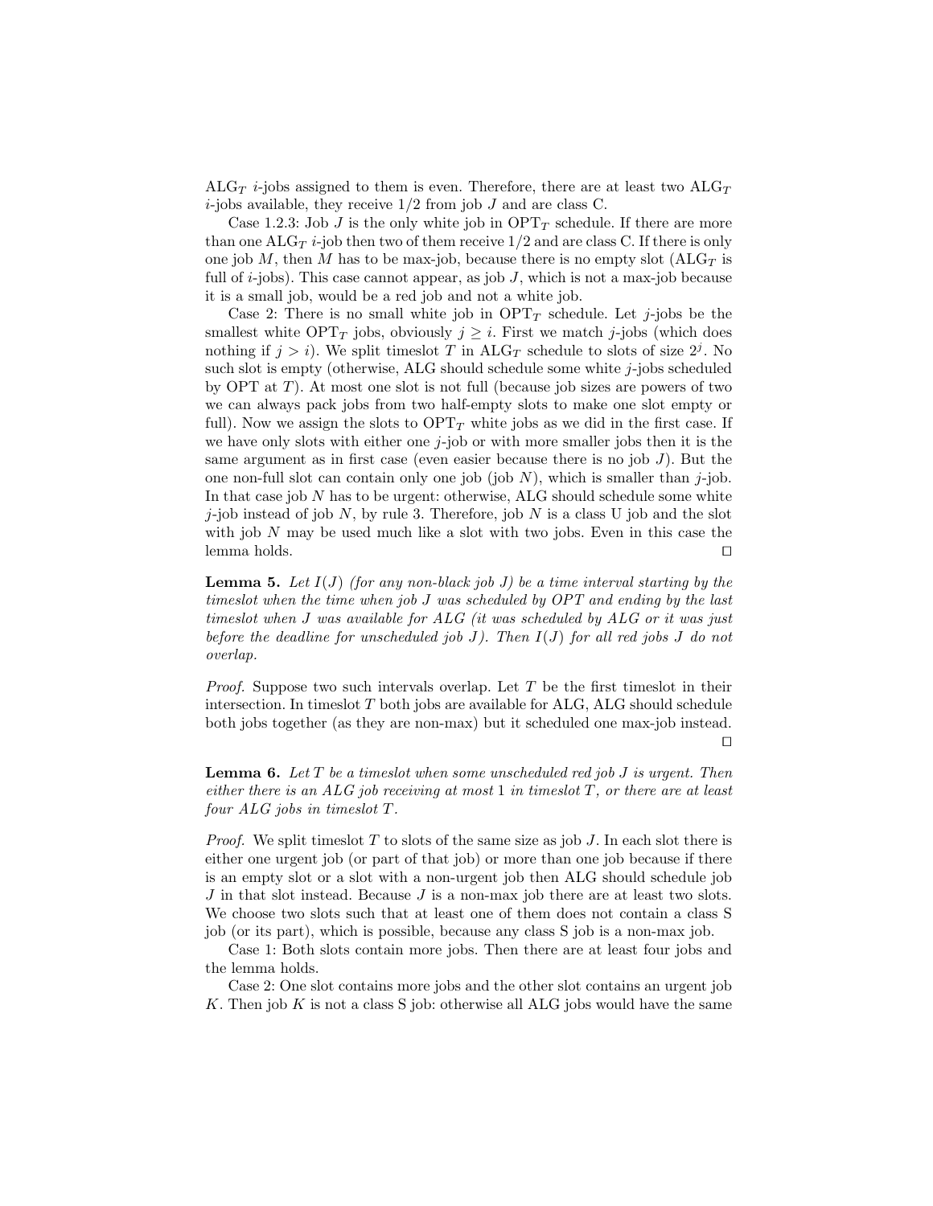$\text{ALG}_T$ $i$-jobs assigned to them is even. Therefore, there are at least two $\text{ALG}_T$ $i$-jobs available, they receive $1/2$ from job $J$ and are class C.

Case 1.2.3: Job $J$ is the only white job in $\text{OPT}_T$ schedule. If there are more than one $\text{ALG}_T$ $i$-job then two of them receive $1/2$ and are class C. If there is only one job $M$, then $M$ has to be max-job, because there is no empty slot ($\text{ALG}_T$ is full of $i$-jobs). This case cannot appear, as job $J$, which is not a max-job because it is a small job, would be a red job and not a white job.

Case 2: There is no small white job in $\text{OPT}_T$ schedule. Let $j$-jobs be the smallest white $\text{OPT}_T$ jobs, obviously $j \geq i$. First we match $j$-jobs (which does nothing if $j > i$). We split timeslot $T$ in $\text{ALG}_T$ schedule to slots of size $2^j$. No such slot is empty (otherwise, ALG should schedule some white $j$-jobs scheduled by OPT at $T$). At most one slot is not full (because job sizes are powers of two we can always pack jobs from two half-empty slots to make one slot empty or full). Now we assign the slots to $\text{OPT}_T$ white jobs as we did in the first case. If we have only slots with either one $j$-job or with more smaller jobs then it is the same argument as in first case (even easier because there is no job $J$). But the one non-full slot can contain only one job (job $N$), which is smaller than $j$-job. In that case job $N$ has to be urgent: otherwise, ALG should schedule some white $j$-job instead of job $N$, by rule 3. Therefore, job $N$ is a class U job and the slot with job $N$ may be used much like a slot with two jobs. Even in this case the lemma holds. ◻

**Lemma 5.** *Let $I(J)$ (for any non-black job $J$) be a time interval starting by the timeslot when the time when job $J$ was scheduled by OPT and ending by the last timeslot when $J$ was available for ALG (it was scheduled by ALG or it was just before the deadline for unscheduled job $J$). Then $I(J)$ for all red jobs $J$ do not overlap.*

*Proof.* Suppose two such intervals overlap. Let $T$ be the first timeslot in their intersection. In timeslot $T$ both jobs are available for ALG, ALG should schedule both jobs together (as they are non-max) but it scheduled one max-job instead. ◻

**Lemma 6.** *Let $T$ be a timeslot when some unscheduled red job $J$ is urgent. Then either there is an ALG job receiving at most 1 in timeslot $T$, or there are at least four ALG jobs in timeslot $T$.*

*Proof.* We split timeslot $T$ to slots of the same size as job $J$. In each slot there is either one urgent job (or part of that job) or more than one job because if there is an empty slot or a slot with a non-urgent job then ALG should schedule job $J$ in that slot instead. Because $J$ is a non-max job there are at least two slots. We choose two slots such that at least one of them does not contain a class S job (or its part), which is possible, because any class S job is a non-max job.

Case 1: Both slots contain more jobs. Then there are at least four jobs and the lemma holds.

Case 2: One slot contains more jobs and the other slot contains an urgent job $K$. Then job $K$ is not a class S job: otherwise all ALG jobs would have the same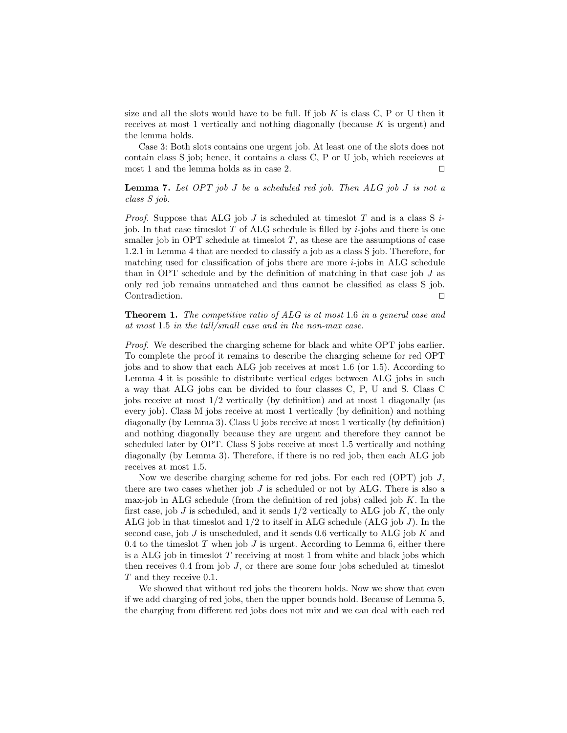size and all the slots would have to be full. If job $K$ is class C, P or U then it receives at most 1 vertically and nothing diagonally (because $K$ is urgent) and the lemma holds.

Case 3: Both slots contains one urgent job. At least one of the slots does not contain class S job; hence, it contains a class C, P or U job, which receieves at most 1 and the lemma holds as in case 2. ☐

**Lemma 7.** *Let OPT job $J$ be a scheduled red job. Then ALG job $J$ is not a class S job.*

*Proof.* Suppose that ALG job $J$ is scheduled at timeslot $T$ and is a class S $i$-job. In that case timeslot $T$ of ALG schedule is filled by $i$-jobs and there is one smaller job in OPT schedule at timeslot $T$, as these are the assumptions of case 1.2.1 in Lemma 4 that are needed to classify a job as a class S job. Therefore, for matching used for classification of jobs there are more $i$-jobs in ALG schedule than in OPT schedule and by the definition of matching in that case job $J$ as only red job remains unmatched and thus cannot be classified as class S job. Contradiction. ☐

**Theorem 1.** *The competitive ratio of ALG is at most* 1.6 *in a general case and at most* 1.5 *in the tall/small case and in the non-max case.*

*Proof.* We described the charging scheme for black and white OPT jobs earlier. To complete the proof it remains to describe the charging scheme for red OPT jobs and to show that each ALG job receives at most 1.6 (or 1.5). According to Lemma 4 it is possible to distribute vertical edges between ALG jobs in such a way that ALG jobs can be divided to four classes C, P, U and S. Class C jobs receive at most $1/2$ vertically (by definition) and at most 1 diagonally (as every job). Class M jobs receive at most 1 vertically (by definition) and nothing diagonally (by Lemma 3). Class U jobs receive at most 1 vertically (by definition) and nothing diagonally because they are urgent and therefore they cannot be scheduled later by OPT. Class S jobs receive at most 1.5 vertically and nothing diagonally (by Lemma 3). Therefore, if there is no red job, then each ALG job receives at most 1.5.

Now we describe charging scheme for red jobs. For each red (OPT) job $J$, there are two cases whether job $J$ is scheduled or not by ALG. There is also a max-job in ALG schedule (from the definition of red jobs) called job $K$. In the first case, job $J$ is scheduled, and it sends $1/2$ vertically to ALG job $K$, the only ALG job in that timeslot and $1/2$ to itself in ALG schedule (ALG job $J$). In the second case, job $J$ is unscheduled, and it sends 0.6 vertically to ALG job $K$ and 0.4 to the timeslot $T$ when job $J$ is urgent. According to Lemma 6, either there is a ALG job in timeslot $T$ receiving at most 1 from white and black jobs which then receives 0.4 from job $J$, or there are some four jobs scheduled at timeslot $T$ and they receive 0.1.

We showed that without red jobs the theorem holds. Now we show that even if we add charging of red jobs, then the upper bounds hold. Because of Lemma 5, the charging from different red jobs does not mix and we can deal with each red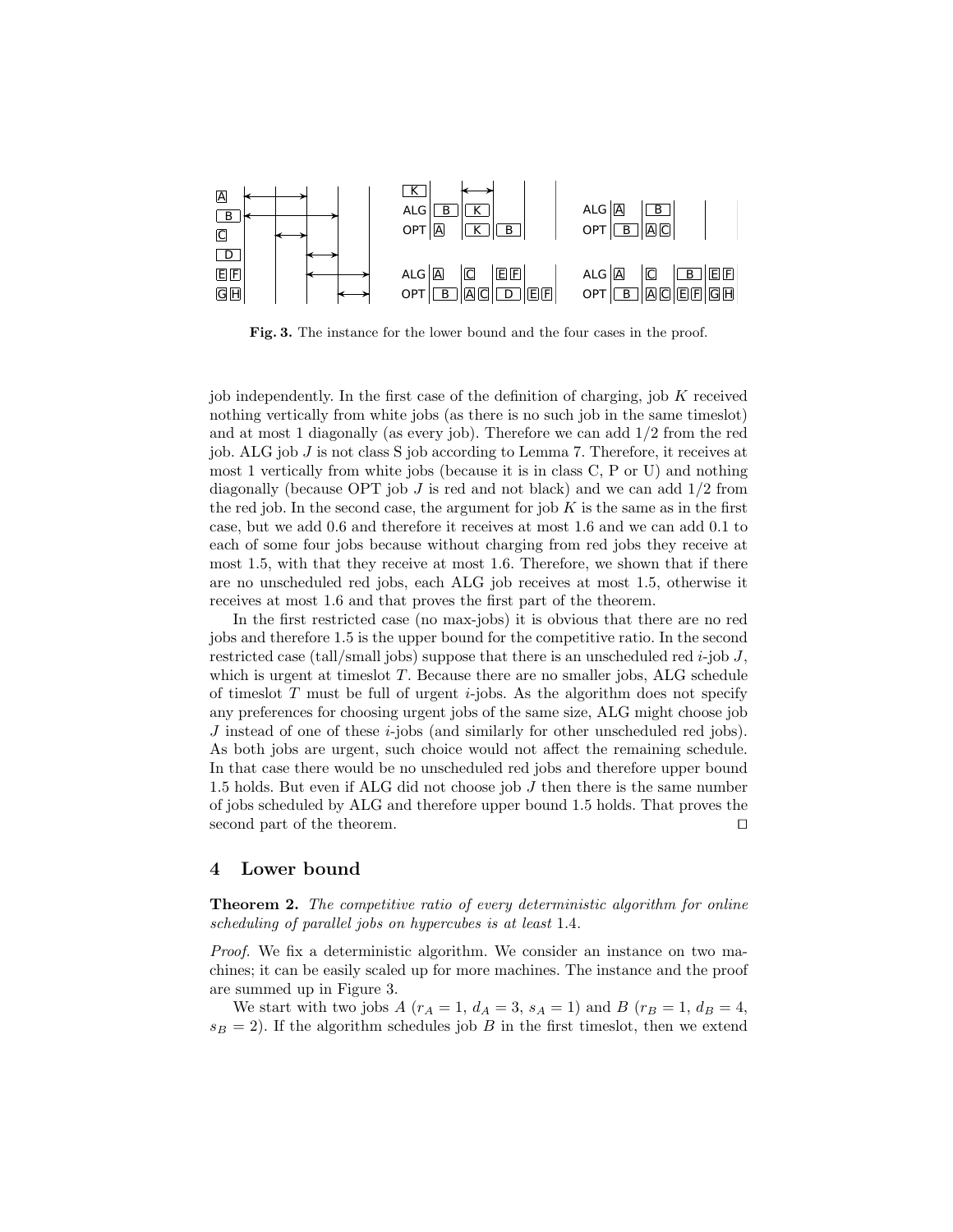A
B
C
D
E F
G H

K
ALG B K
OPT A K B

ALG A B
OPT B A C

ALG A C E F
OPT B A C D E F

ALG A C B E F
OPT B A C E F G H

**Fig. 3.** The instance for the lower bound and the four cases in the proof.

job independently. In the first case of the definition of charging, job $K$ received nothing vertically from white jobs (as there is no such job in the same timeslot) and at most 1 diagonally (as every job). Therefore we can add 1/2 from the red job. ALG job $J$ is not class S job according to Lemma 7. Therefore, it receives at most 1 vertically from white jobs (because it is in class C, P or U) and nothing diagonally (because OPT job $J$ is red and not black) and we can add 1/2 from the red job. In the second case, the argument for job $K$ is the same as in the first case, but we add 0.6 and therefore it receives at most 1.6 and we can add 0.1 to each of some four jobs because without charging from red jobs they receive at most 1.5, with that they receive at most 1.6. Therefore, we shown that if there are no unscheduled red jobs, each ALG job receives at most 1.5, otherwise it receives at most 1.6 and that proves the first part of the theorem.

In the first restricted case (no max-jobs) it is obvious that there are no red jobs and therefore 1.5 is the upper bound for the competitive ratio. In the second restricted case (tall/small jobs) suppose that there is an unscheduled red $i$-job $J$, which is urgent at timeslot $T$. Because there are no smaller jobs, ALG schedule of timeslot $T$ must be full of urgent $i$-jobs. As the algorithm does not specify any preferences for choosing urgent jobs of the same size, ALG might choose job $J$ instead of one of these $i$-jobs (and similarly for other unscheduled red jobs). As both jobs are urgent, such choice would not affect the remaining schedule. In that case there would be no unscheduled red jobs and therefore upper bound 1.5 holds. But even if ALG did not choose job $J$ then there is the same number of jobs scheduled by ALG and therefore upper bound 1.5 holds. That proves the second part of the theorem. ◻

## 4 Lower bound

**Theorem 2.** *The competitive ratio of every deterministic algorithm for online scheduling of parallel jobs on hypercubes is at least* 1.4*.*

*Proof.* We fix a deterministic algorithm. We consider an instance on two machines; it can be easily scaled up for more machines. The instance and the proof are summed up in Figure 3.

We start with two jobs $A$ ($r_A = 1$, $d_A = 3$, $s_A = 1$) and $B$ ($r_B = 1$, $d_B = 4$, $s_B = 2$). If the algorithm schedules job $B$ in the first timeslot, then we extend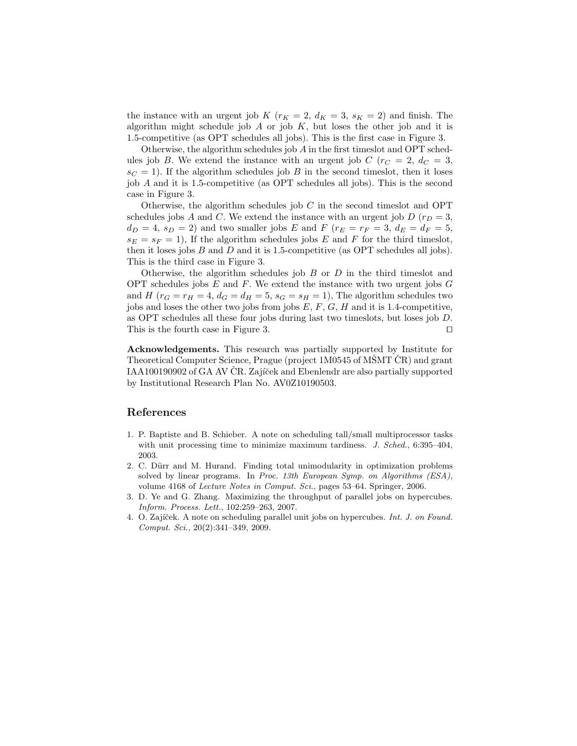the instance with an urgent job $K$ ($r_K = 2$, $d_K = 3$, $s_K = 2$) and finish. The algorithm might schedule job $A$ or job $K$, but loses the other job and it is 1.5-competitive (as OPT schedules all jobs). This is the first case in Figure 3.

Otherwise, the algorithm schedules job $A$ in the first timeslot and OPT schedules job $B$. We extend the instance with an urgent job $C$ ($r_C = 2$, $d_C = 3$, $s_C = 1$). If the algorithm schedules job $B$ in the second timeslot, then it loses job $A$ and it is 1.5-competitive (as OPT schedules all jobs). This is the second case in Figure 3.

Otherwise, the algorithm schedules job $C$ in the second timeslot and OPT schedules jobs $A$ and $C$. We extend the instance with an urgent job $D$ ($r_D = 3$, $d_D = 4$, $s_D = 2$) and two smaller jobs $E$ and $F$ ($r_E = r_F = 3$, $d_E = d_F = 5$, $s_E = s_F = 1$), If the algorithm schedules jobs $E$ and $F$ for the third timeslot, then it loses jobs $B$ and $D$ and it is 1.5-competitive (as OPT schedules all jobs). This is the third case in Figure 3.

Otherwise, the algorithm schedules job $B$ or $D$ in the third timeslot and OPT schedules jobs $E$ and $F$. We extend the instance with two urgent jobs $G$ and $H$ ($r_G = r_H = 4$, $d_G = d_H = 5$, $s_G = s_H = 1$), The algorithm schedules two jobs and loses the other two jobs from jobs $E$, $F$, $G$, $H$ and it is 1.4-competitive, as OPT schedules all these four jobs during last two timeslots, but loses job $D$. This is the fourth case in Figure 3. ◻

**Acknowledgements.** This research was partially supported by Institute for Theoretical Computer Science, Prague (project 1M0545 of MŠMT ČR) and grant IAA100190902 of GA AV ČR. Zajíček and Ebenlendr are also partially supported by Institutional Research Plan No. AV0Z10190503.

## References

1. P. Baptiste and B. Schieber. A note on scheduling tall/small multiprocessor tasks with unit processing time to minimize maximum tardiness. *J. Sched.*, 6:395–404, 2003.
2. C. Dürr and M. Hurand. Finding total unimodularity in optimization problems solved by linear programs. In *Proc. 13th European Symp. on Algorithms (ESA)*, volume 4168 of *Lecture Notes in Comput. Sci.*, pages 53–64. Springer, 2006.
3. D. Ye and G. Zhang. Maximizing the throughput of parallel jobs on hypercubes. *Inform. Process. Lett.*, 102:259–263, 2007.
4. O. Zajíček. A note on scheduling parallel unit jobs on hypercubes. *Int. J. on Found. Comput. Sci.*, 20(2):341–349, 2009.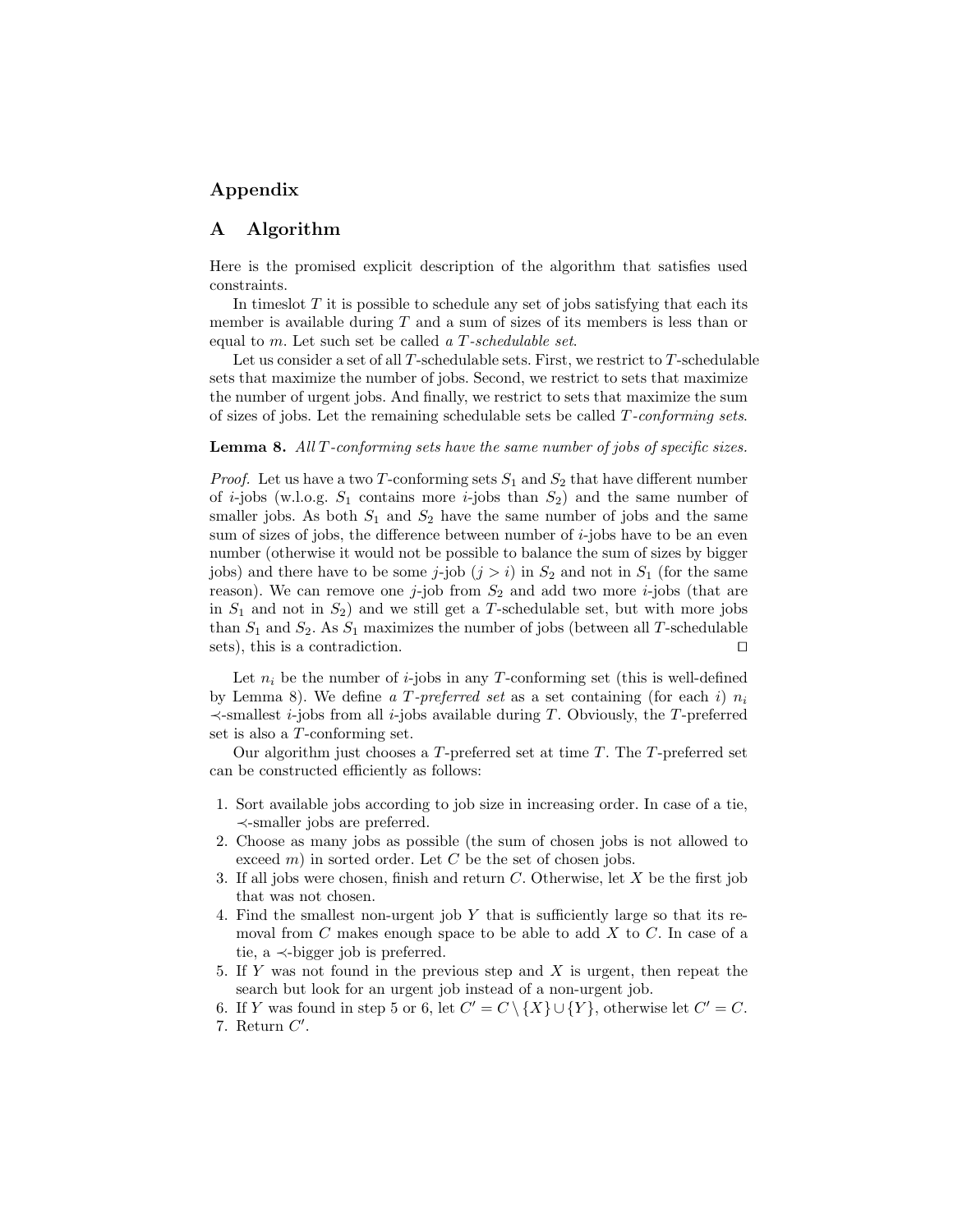# Appendix

## A Algorithm

Here is the promised explicit description of the algorithm that satisfies used constraints.

In timeslot $T$ it is possible to schedule any set of jobs satisfying that each its member is available during $T$ and a sum of sizes of its members is less than or equal to $m$. Let such set be called *a $T$-schedulable set*.

Let us consider a set of all $T$-schedulable sets. First, we restrict to $T$-schedulable sets that maximize the number of jobs. Second, we restrict to sets that maximize the number of urgent jobs. And finally, we restrict to sets that maximize the sum of sizes of jobs. Let the remaining schedulable sets be called *$T$-conforming sets*.

**Lemma 8.** *All $T$-conforming sets have the same number of jobs of specific sizes.*

*Proof.* Let us have a two $T$-conforming sets $S_1$ and $S_2$ that have different number of $i$-jobs (w.l.o.g. $S_1$ contains more $i$-jobs than $S_2$) and the same number of smaller jobs. As both $S_1$ and $S_2$ have the same number of jobs and the same sum of sizes of jobs, the difference between number of $i$-jobs have to be an even number (otherwise it would not be possible to balance the sum of sizes by bigger jobs) and there have to be some $j$-job ($j > i$) in $S_2$ and not in $S_1$ (for the same reason). We can remove one $j$-job from $S_2$ and add two more $i$-jobs (that are in $S_1$ and not in $S_2$) and we still get a $T$-schedulable set, but with more jobs than $S_1$ and $S_2$. As $S_1$ maximizes the number of jobs (between all $T$-schedulable sets), this is a contradiction. ◻

Let $n_i$ be the number of $i$-jobs in any $T$-conforming set (this is well-defined by Lemma 8). We define *a $T$-preferred set* as a set containing (for each $i$) $n_i$ $\prec$-smallest $i$-jobs from all $i$-jobs available during $T$. Obviously, the $T$-preferred set is also a $T$-conforming set.

Our algorithm just chooses a $T$-preferred set at time $T$. The $T$-preferred set can be constructed efficiently as follows:

1. Sort available jobs according to job size in increasing order. In case of a tie, $\prec$-smaller jobs are preferred.
2. Choose as many jobs as possible (the sum of chosen jobs is not allowed to exceed $m$) in sorted order. Let $C$ be the set of chosen jobs.
3. If all jobs were chosen, finish and return $C$. Otherwise, let $X$ be the first job that was not chosen.
4. Find the smallest non-urgent job $Y$ that is sufficiently large so that its removal from $C$ makes enough space to be able to add $X$ to $C$. In case of a tie, a $\prec$-bigger job is preferred.
5. If $Y$ was not found in the previous step and $X$ is urgent, then repeat the search but look for an urgent job instead of a non-urgent job.
6. If $Y$ was found in step 5 or 6, let $C' = C \setminus \{X\} \cup \{Y\}$, otherwise let $C' = C$.
7. Return $C'$.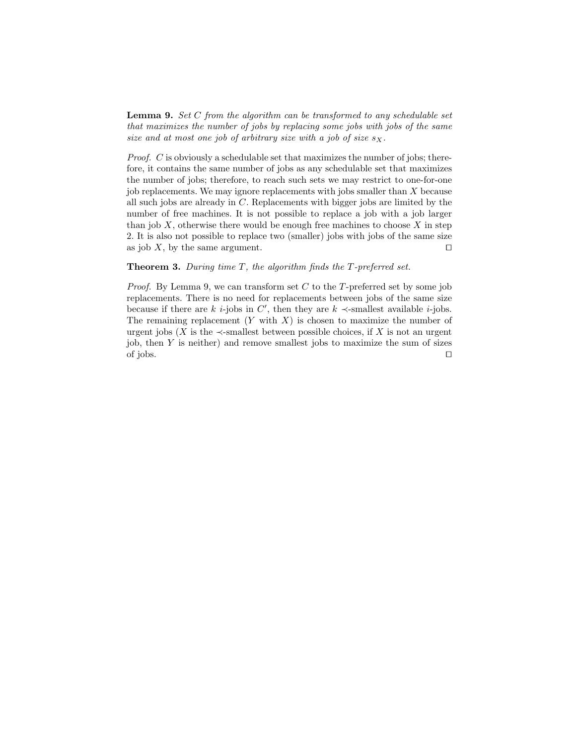**Lemma 9.** *Set $C$ from the algorithm can be transformed to any schedulable set that maximizes the number of jobs by replacing some jobs with jobs of the same size and at most one job of arbitrary size with a job of size $s_X$.*

*Proof.* $C$ is obviously a schedulable set that maximizes the number of jobs; therefore, it contains the same number of jobs as any schedulable set that maximizes the number of jobs; therefore, to reach such sets we may restrict to one-for-one job replacements. We may ignore replacements with jobs smaller than $X$ because all such jobs are already in $C$. Replacements with bigger jobs are limited by the number of free machines. It is not possible to replace a job with a job larger than job $X$, otherwise there would be enough free machines to choose $X$ in step 2. It is also not possible to replace two (smaller) jobs with jobs of the same size as job $X$, by the same argument. $\square$

**Theorem 3.** *During time $T$, the algorithm finds the $T$-preferred set.*

*Proof.* By Lemma 9, we can transform set $C$ to the $T$-preferred set by some job replacements. There is no need for replacements between jobs of the same size because if there are $k$ $i$-jobs in $C'$, then they are $k$ $\prec$-smallest available $i$-jobs. The remaining replacement ($Y$ with $X$) is chosen to maximize the number of urgent jobs ($X$ is the $\prec$-smallest between possible choices, if $X$ is not an urgent job, then $Y$ is neither) and remove smallest jobs to maximize the sum of sizes of jobs. $\square$